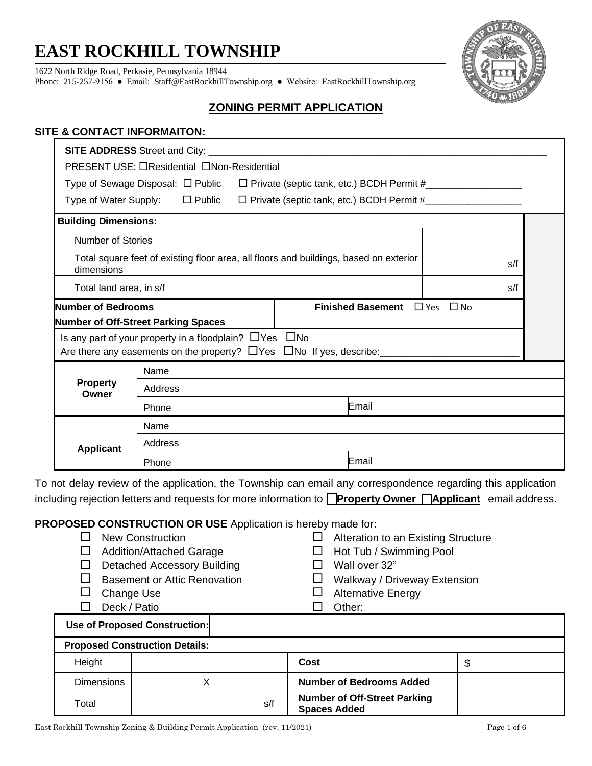# EAST ROCKHILL TOWNSHIP

1622 North Ridge Road, Perkasie, Pennsylvania 18944
Phone: 215-257-9156 ● Email: Staff@EastRockhillTownship.org ● Website: EastRockhillTownship.org

## ZONING PERMIT APPLICATION

### SITE & CONTACT INFORMAITON:

**SITE ADDRESS** Street and City: ___________________________________________________________________

PRESENT USE: ☐Residential ☐Non-Residential

Type of Sewage Disposal: ☐ Public ☐ Private (septic tank, etc.) BCDH Permit #__________________

Type of Water Supply: ☐ Public ☐ Private (septic tank, etc.) BCDH Permit #__________________

| **Building Dimensions:** | | | | |
|---|---|---|---|---|
| Number of Stories | | | | |
| Total square feet of existing floor area, all floors and buildings, based on exterior dimensions | | | | s/f |
| Total land area, in s/f | | | | s/f |
| **Number of Bedrooms** | | **Finished Basement** | ☐ Yes ☐ No | |
| **Number of Off-Street Parking Spaces** | | | | |

Is any part of your property in a floodplain? ☐Yes ☐No

Are there any easements on the property? ☐Yes ☐No If yes, describe:__________________________

| | | |
|---|---|---|
| **Property Owner** | Name | |
| | Address | |
| | Phone | Email |
| **Applicant** | Name | |
| | Address | |
| | Phone | Email |

To not delay review of the application, the Township can email any correspondence regarding this application including rejection letters and requests for more information to ☐**Property Owner** ☐**Applicant** email address.

**PROPOSED CONSTRUCTION OR USE** Application is hereby made for:

- ☐ New Construction
- ☐ Addition/Attached Garage
- ☐ Detached Accessory Building
- ☐ Basement or Attic Renovation
- ☐ Change Use
- ☐ Deck / Patio
- ☐ Alteration to an Existing Structure
- ☐ Hot Tub / Swimming Pool
- ☐ Wall over 32"
- ☐ Walkway / Driveway Extension
- ☐ Alternative Energy
- ☐ Other:

| **Use of Proposed Construction:** | | | |
|---|---|---|---|
| **Proposed Construction Details:** | | | |
| Height | | **Cost** | $ |
| Dimensions | X | **Number of Bedrooms Added** | |
| Total | s/f | **Number of Off-Street Parking Spaces Added** | |

East Rockhill Township Zoning & Building Permit Application (rev. 11/2021)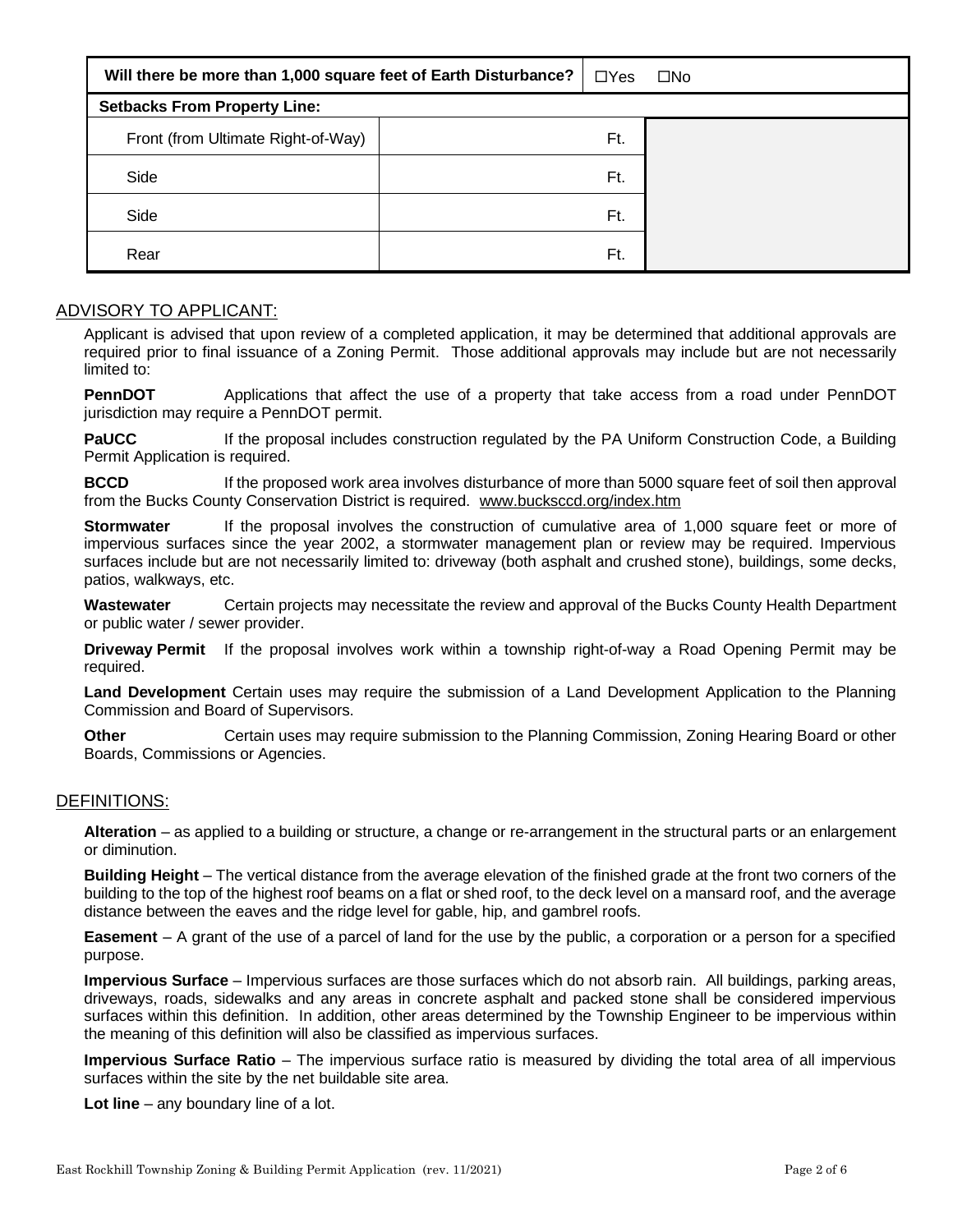| Will there be more than 1,000 square feet of Earth Disturbance? | | ☐Yes ☐No | |
|---|---|---|---|
| **Setbacks From Property Line:** | | | |
| Front (from Ultimate Right-of-Way) | | Ft. | |
| Side | | Ft. | |
| Side | | Ft. | |
| Rear | | Ft. | |

## ADVISORY TO APPLICANT:

Applicant is advised that upon review of a completed application, it may be determined that additional approvals are required prior to final issuance of a Zoning Permit. Those additional approvals may include but are not necessarily limited to:

**PennDOT** Applications that affect the use of a property that take access from a road under PennDOT jurisdiction may require a PennDOT permit.

**PaUCC** If the proposal includes construction regulated by the PA Uniform Construction Code, a Building Permit Application is required.

**BCCD** If the proposed work area involves disturbance of more than 5000 square feet of soil then approval from the Bucks County Conservation District is required. www.bucksccd.org/index.htm

**Stormwater** If the proposal involves the construction of cumulative area of 1,000 square feet or more of impervious surfaces since the year 2002, a stormwater management plan or review may be required. Impervious surfaces include but are not necessarily limited to: driveway (both asphalt and crushed stone), buildings, some decks, patios, walkways, etc.

**Wastewater** Certain projects may necessitate the review and approval of the Bucks County Health Department or public water / sewer provider.

**Driveway Permit** If the proposal involves work within a township right-of-way a Road Opening Permit may be required.

**Land Development** Certain uses may require the submission of a Land Development Application to the Planning Commission and Board of Supervisors.

**Other** Certain uses may require submission to the Planning Commission, Zoning Hearing Board or other Boards, Commissions or Agencies.

## DEFINITIONS:

**Alteration** – as applied to a building or structure, a change or re-arrangement in the structural parts or an enlargement or diminution.

**Building Height** – The vertical distance from the average elevation of the finished grade at the front two corners of the building to the top of the highest roof beams on a flat or shed roof, to the deck level on a mansard roof, and the average distance between the eaves and the ridge level for gable, hip, and gambrel roofs.

**Easement** – A grant of the use of a parcel of land for the use by the public, a corporation or a person for a specified purpose.

**Impervious Surface** – Impervious surfaces are those surfaces which do not absorb rain. All buildings, parking areas, driveways, roads, sidewalks and any areas in concrete asphalt and packed stone shall be considered impervious surfaces within this definition. In addition, other areas determined by the Township Engineer to be impervious within the meaning of this definition will also be classified as impervious surfaces.

**Impervious Surface Ratio** – The impervious surface ratio is measured by dividing the total area of all impervious surfaces within the site by the net buildable site area.

**Lot line** – any boundary line of a lot.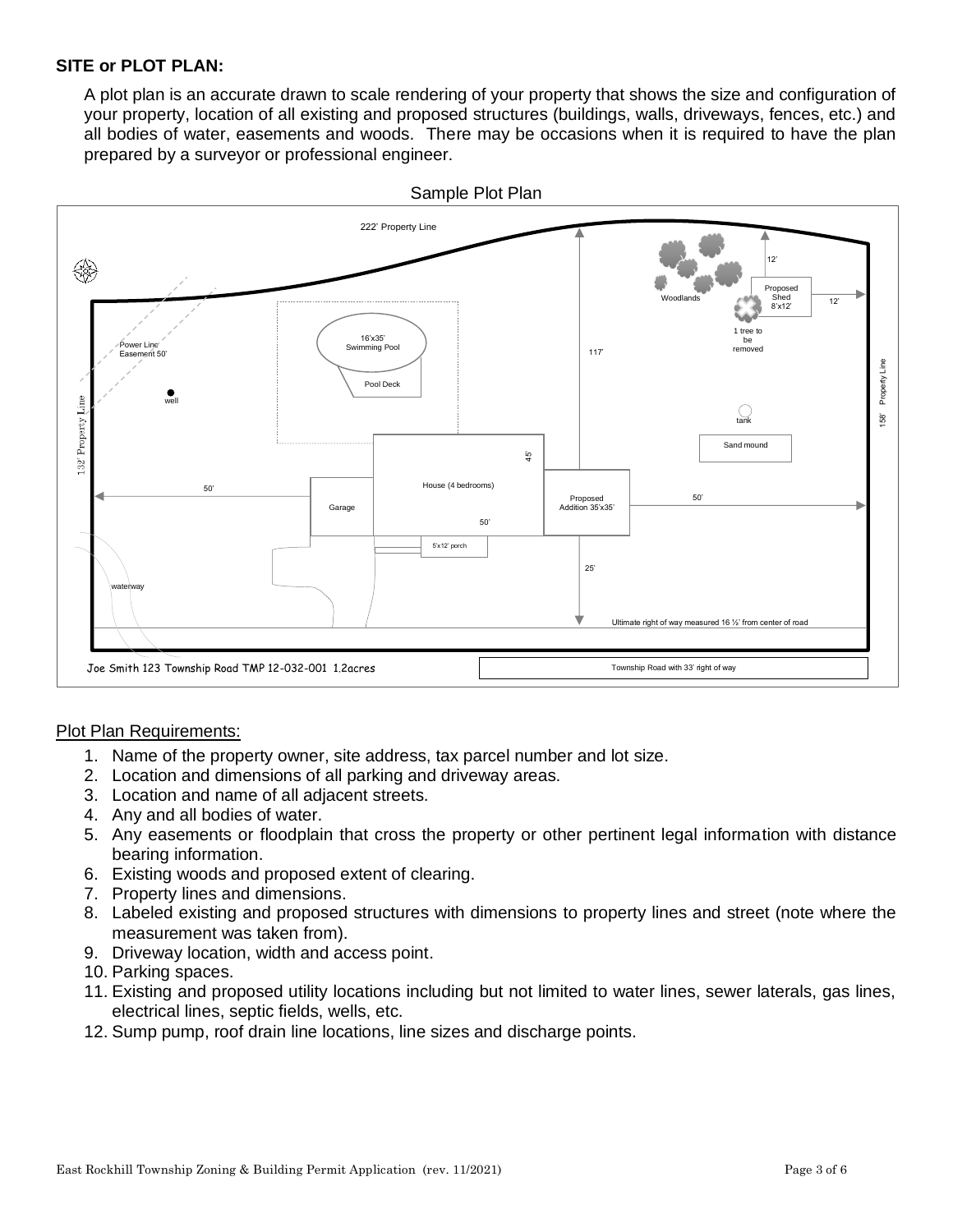**SITE or PLOT PLAN:**

A plot plan is an accurate drawn to scale rendering of your property that shows the size and configuration of your property, location of all existing and proposed structures (buildings, walls, driveways, fences, etc.) and all bodies of water, easements and woods. There may be occasions when it is required to have the plan prepared by a surveyor or professional engineer.

Sample Plot Plan

222' Property Line

Woodlands

Proposed Shed 8'x12'

12'

12'

1 tree to be removed

Power Line Easement 50'

16'x35' Swimming Pool

Pool Deck

117'

well

tank

158' Property Line

132' Property Line

Sand mound

45'

House (4 bedrooms)

50'

Garage

50'

Proposed Addition 35'x35'

50'

5'x12' porch

25'

waterway

Ultimate right of way measured 16 ½' from center of road

Joe Smith 123 Township Road TMP 12-032-001 1.2acres

Township Road with 33' right of way

Plot Plan Requirements:

1. Name of the property owner, site address, tax parcel number and lot size.
2. Location and dimensions of all parking and driveway areas.
3. Location and name of all adjacent streets.
4. Any and all bodies of water.
5. Any easements or floodplain that cross the property or other pertinent legal information with distance bearing information.
6. Existing woods and proposed extent of clearing.
7. Property lines and dimensions.
8. Labeled existing and proposed structures with dimensions to property lines and street (note where the measurement was taken from).
9. Driveway location, width and access point.
10. Parking spaces.
11. Existing and proposed utility locations including but not limited to water lines, sewer laterals, gas lines, electrical lines, septic fields, wells, etc.
12. Sump pump, roof drain line locations, line sizes and discharge points.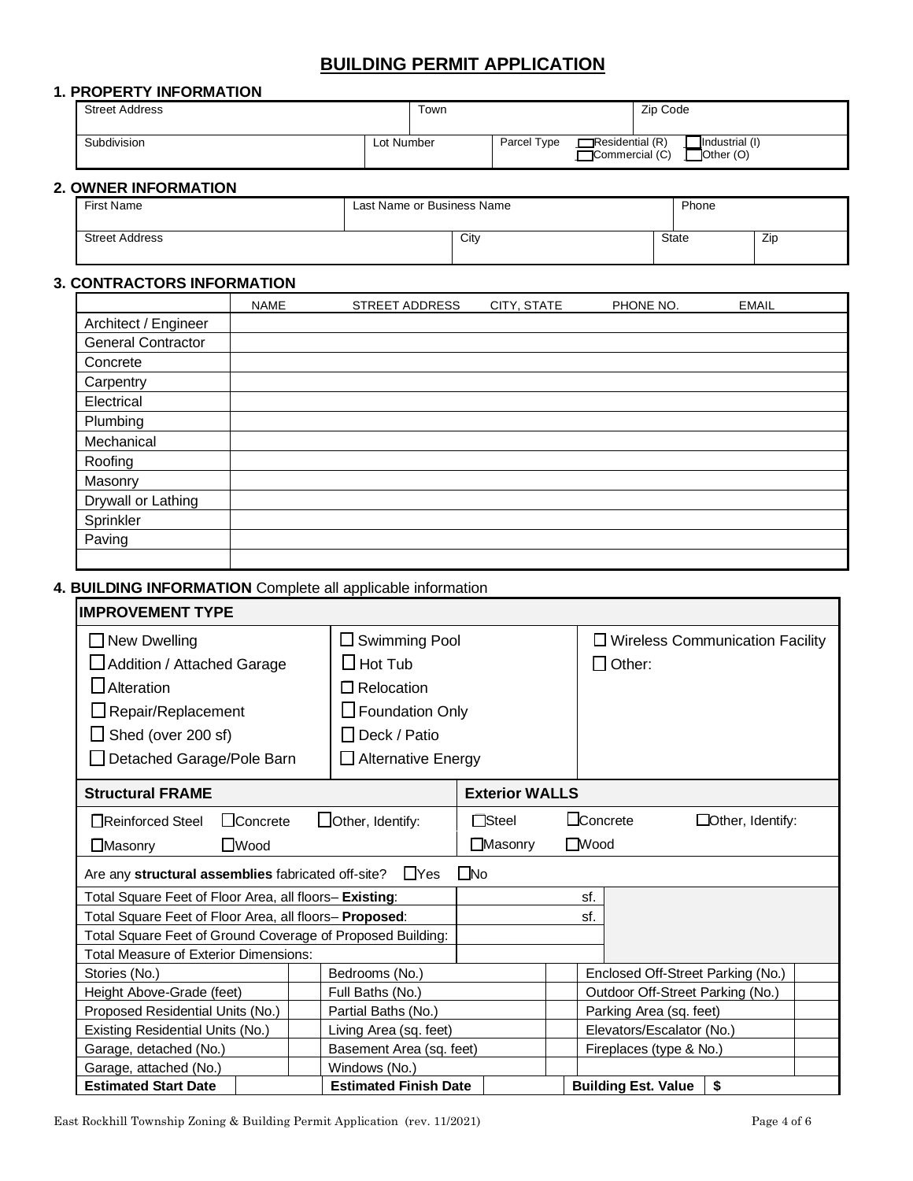# BUILDING PERMIT APPLICATION

## 1. PROPERTY INFORMATION

| Street Address | | Town | Zip Code |
|---|---|---|---|
| Subdivision | Lot Number | Parcel Type ☐ Residential (R) ☐ Commercial (C) ☐ Industrial (I) ☐ Other (O) | |

## 2. OWNER INFORMATION

| First Name | Last Name or Business Name | | Phone |
|---|---|---|---|
| Street Address | City | State | Zip |

## 3. CONTRACTORS INFORMATION

| | NAME | STREET ADDRESS | CITY, STATE | PHONE NO. | EMAIL |
|---|---|---|---|---|---|
| Architect / Engineer | | | | | |
| General Contractor | | | | | |
| Concrete | | | | | |
| Carpentry | | | | | |
| Electrical | | | | | |
| Plumbing | | | | | |
| Mechanical | | | | | |
| Roofing | | | | | |
| Masonry | | | | | |
| Drywall or Lathing | | | | | |
| Sprinkler | | | | | |
| Paving | | | | | |
| | | | | | |

## 4. BUILDING INFORMATION Complete all applicable information

**IMPROVEMENT TYPE**

| | | |
|---|---|---|
| ☐ New Dwelling | ☐ Swimming Pool | ☐ Wireless Communication Facility |
| ☐ Addition / Attached Garage | ☐ Hot Tub | ☐ Other: |
| ☐ Alteration | ☐ Relocation | |
| ☐ Repair/Replacement | ☐ Foundation Only | |
| ☐ Shed (over 200 sf) | ☐ Deck / Patio | |
| ☐ Detached Garage/Pole Barn | ☐ Alternative Energy | |

| **Structural FRAME** | **Exterior WALLS** |
|---|---|
| ☐ Reinforced Steel ☐ Concrete ☐ Other, Identify: | ☐ Steel ☐ Concrete ☐ Other, Identify: |
| ☐ Masonry ☐ Wood | ☐ Masonry ☐ Wood |

Are any **structural assemblies** fabricated off-site? ☐ Yes ☐ No

| | |
|---|---|
| Total Square Feet of Floor Area, all floors– **Existing**: | sf. |
| Total Square Feet of Floor Area, all floors– **Proposed**: | sf. |
| Total Square Feet of Ground Coverage of Proposed Building: | |
| Total Measure of Exterior Dimensions: | |

| | | | | | |
|---|---|---|---|---|---|
| Stories (No.) | | Bedrooms (No.) | | Enclosed Off-Street Parking (No.) | |
| Height Above-Grade (feet) | | Full Baths (No.) | | Outdoor Off-Street Parking (No.) | |
| Proposed Residential Units (No.) | | Partial Baths (No.) | | Parking Area (sq. feet) | |
| Existing Residential Units (No.) | | Living Area (sq. feet) | | Elevators/Escalator (No.) | |
| Garage, detached (No.) | | Basement Area (sq. feet) | | Fireplaces (type & No.) | |
| Garage, attached (No.) | | Windows (No.) | | | |
| **Estimated Start Date** | | **Estimated Finish Date** | | **Building Est. Value** | **$** |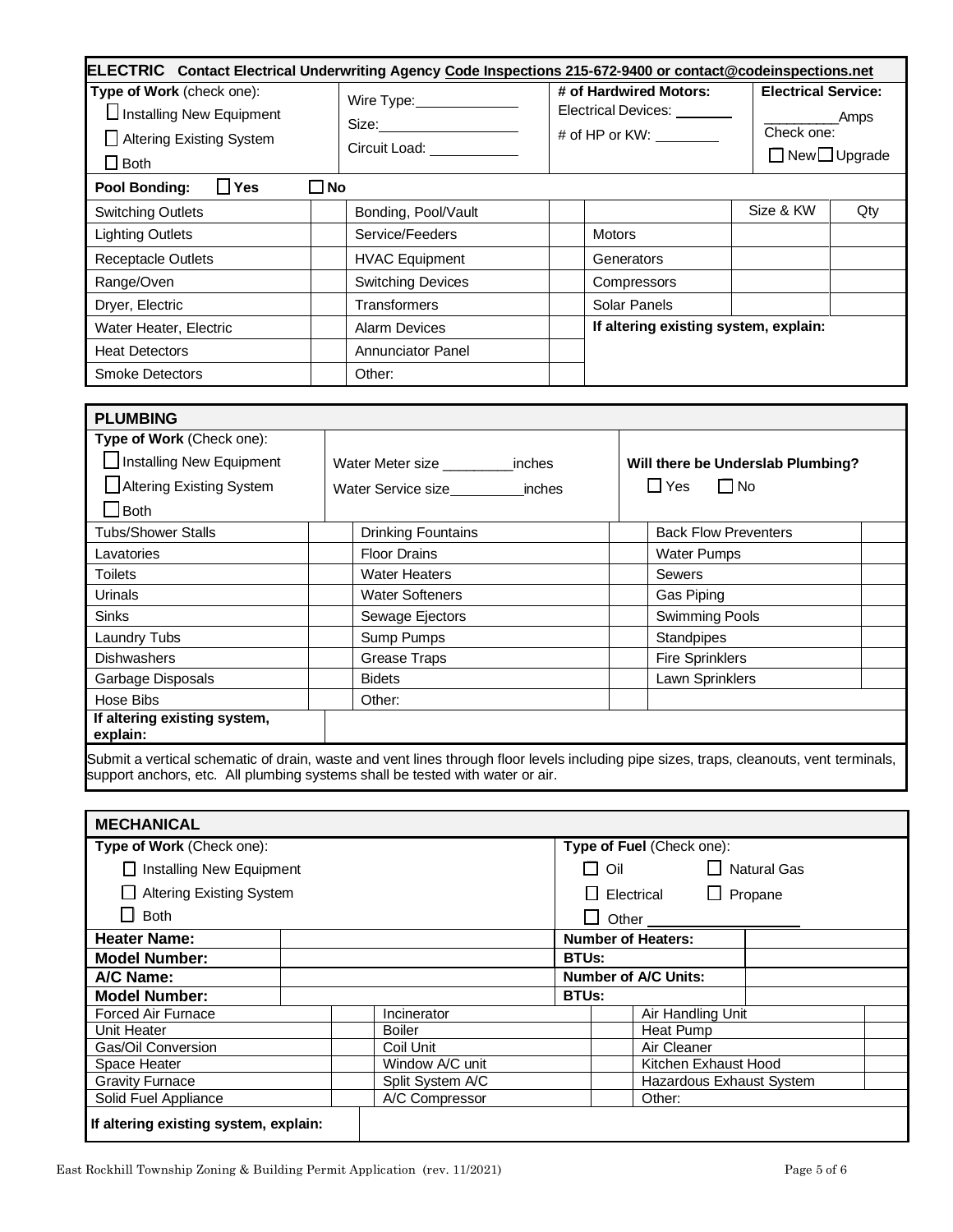## ELECTRIC Contact Electrical Underwriting Agency Code Inspections 215-672-9400 or contact@codeinspections.net

| Type of Work (check one): | | # of Hardwired Motors: | Electrical Service: |
|---|---|---|---|
| ☐ Installing New Equipment | Wire Type:\_\_\_\_\_\_\_\_\_\_\_\_\_ | Electrical Devices: \_\_\_\_\_\_\_ | \_\_\_\_\_\_\_\_\_\_Amps |
| ☐ Altering Existing System | Size:\_\_\_\_\_\_\_\_\_\_\_\_\_\_\_\_ | # of HP or KW: \_\_\_\_\_\_\_\_ | Check one: |
| ☐ Both | Circuit Load: \_\_\_\_\_\_\_\_\_\_\_ | | ☐ New ☐ Upgrade |

**Pool Bonding:** ☐ **Yes** ☐ **No**

| | | | | | Size & KW | Qty |
|---|---|---|---|---|---|---|
| Switching Outlets | | Bonding, Pool/Vault | | | | |
| Lighting Outlets | | Service/Feeders | | Motors | | |
| Receptacle Outlets | | HVAC Equipment | | Generators | | |
| Range/Oven | | Switching Devices | | Compressors | | |
| Dryer, Electric | | Transformers | | Solar Panels | | |
| Water Heater, Electric | | Alarm Devices | | **If altering existing system, explain:** | | |
| Heat Detectors | | Annunciator Panel | | | | |
| Smoke Detectors | | Other: | | | | |

## PLUMBING

| Type of Work (Check one): | | |
|---|---|---|
| ☐ Installing New Equipment | Water Meter size \_\_\_\_\_\_\_\_\_inches | **Will there be Underslab Plumbing?** |
| ☐ Altering Existing System | Water Service size\_\_\_\_\_\_\_\_\_\_inches | ☐ Yes ☐ No |
| ☐ Both | | |

| | | | | | |
|---|---|---|---|---|---|
| Tubs/Shower Stalls | | Drinking Fountains | | Back Flow Preventers | |
| Lavatories | | Floor Drains | | Water Pumps | |
| Toilets | | Water Heaters | | Sewers | |
| Urinals | | Water Softeners | | Gas Piping | |
| Sinks | | Sewage Ejectors | | Swimming Pools | |
| Laundry Tubs | | Sump Pumps | | Standpipes | |
| Dishwashers | | Grease Traps | | Fire Sprinklers | |
| Garbage Disposals | | Bidets | | Lawn Sprinklers | |
| Hose Bibs | | Other: | | | |

**If altering existing system, explain:**

Submit a vertical schematic of drain, waste and vent lines through floor levels including pipe sizes, traps, cleanouts, vent terminals, support anchors, etc. All plumbing systems shall be tested with water or air.

## MECHANICAL

| Type of Work (Check one): | Type of Fuel (Check one): |
|---|---|
| ☐ Installing New Equipment | ☐ Oil ☐ Natural Gas |
| ☐ Altering Existing System | ☐ Electrical ☐ Propane |
| ☐ Both | ☐ Other \_\_\_\_\_\_\_\_\_\_\_\_\_\_\_\_\_\_ |

| | | | |
|---|---|---|---|
| **Heater Name:** | | **Number of Heaters:** | |
| **Model Number:** | | **BTUs:** | |
| **A/C Name:** | | **Number of A/C Units:** | |
| **Model Number:** | | **BTUs:** | |

| | | | | | |
|---|---|---|---|---|---|
| Forced Air Furnace | | Incinerator | | Air Handling Unit | |
| Unit Heater | | Boiler | | Heat Pump | |
| Gas/Oil Conversion | | Coil Unit | | Air Cleaner | |
| Space Heater | | Window A/C unit | | Kitchen Exhaust Hood | |
| Gravity Furnace | | Split System A/C | | Hazardous Exhaust System | |
| Solid Fuel Appliance | | A/C Compressor | | Other: | |

**If altering existing system, explain:**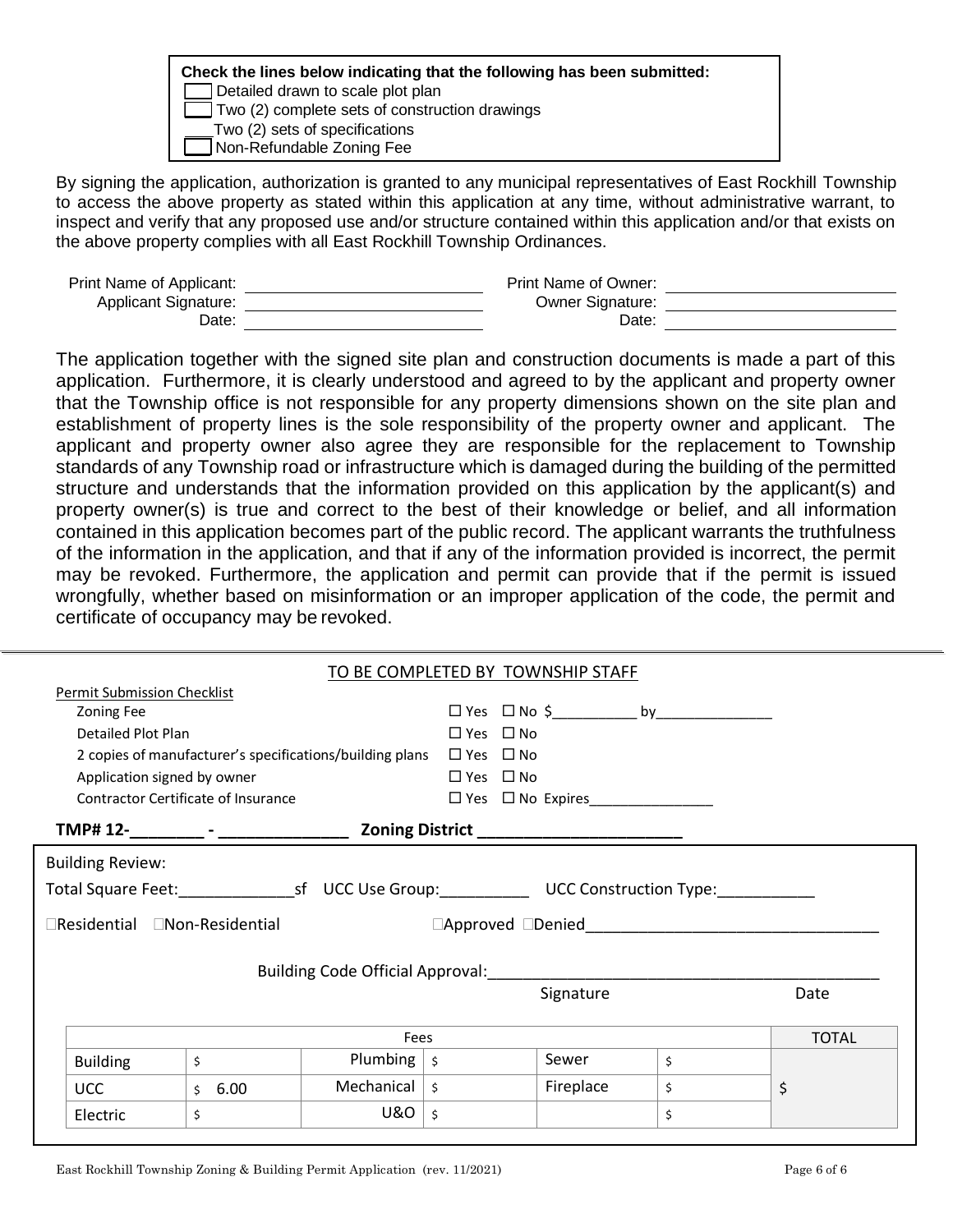**Check the lines below indicating that the following has been submitted:**

☐ Detailed drawn to scale plot plan
☐ Two (2) complete sets of construction drawings
____Two (2) sets of specifications
☐ Non-Refundable Zoning Fee

By signing the application, authorization is granted to any municipal representatives of East Rockhill Township to access the above property as stated within this application at any time, without administrative warrant, to inspect and verify that any proposed use and/or structure contained within this application and/or that exists on the above property complies with all East Rockhill Township Ordinances.

Print Name of Applicant: ______________________ Print Name of Owner: ______________________
Applicant Signature: ______________________ Owner Signature: ______________________
Date: ______________________ Date: ______________________

The application together with the signed site plan and construction documents is made a part of this application. Furthermore, it is clearly understood and agreed to by the applicant and property owner that the Township office is not responsible for any property dimensions shown on the site plan and establishment of property lines is the sole responsibility of the property owner and applicant. The applicant and property owner also agree they are responsible for the replacement to Township standards of any Township road or infrastructure which is damaged during the building of the permitted structure and understands that the information provided on this application by the applicant(s) and property owner(s) is true and correct to the best of their knowledge or belief, and all information contained in this application becomes part of the public record. The applicant warrants the truthfulness of the information in the application, and that if any of the information provided is incorrect, the permit may be revoked. Furthermore, the application and permit can provide that if the permit is issued wrongfully, whether based on misinformation or an improper application of the code, the permit and certificate of occupancy may be revoked.

---

TO BE COMPLETED BY TOWNSHIP STAFF

Permit Submission Checklist

Zoning Fee ☐ Yes ☐ No $__________ by______________
Detailed Plot Plan ☐ Yes ☐ No
2 copies of manufacturer's specifications/building plans ☐ Yes ☐ No
Application signed by owner ☐ Yes ☐ No
Contractor Certificate of Insurance ☐ Yes ☐ No Expires________________

**TMP# 12-________ - ______________ Zoning District ______________________**

Building Review:

Total Square Feet:_____________sf UCC Use Group:__________ UCC Construction Type:___________

☐Residential ☐Non-Residential ☐Approved ☐Denied________________________________

Building Code Official Approval:____________________________________________

Signature Date

| Fees | | | | | | TOTAL |
|---|---|---|---|---|---|---|
| Building | $ | Plumbing | $ | Sewer | $ | $ |
| UCC | $ 6.00 | Mechanical | $ | Fireplace | $ | |
| Electric | $ | U&O | $ | | $ | |